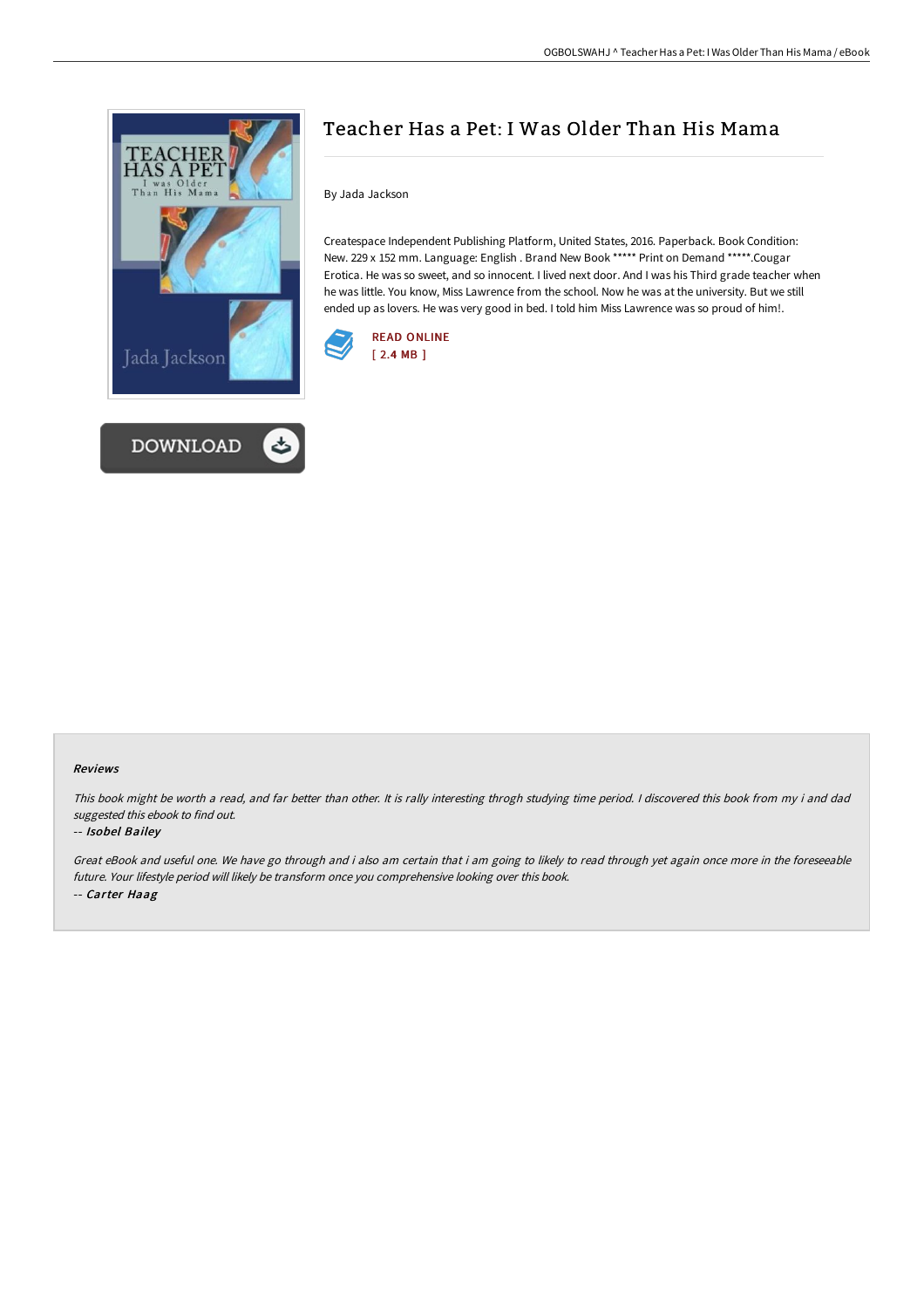# Teacher Has a Pet: I Was Older Than His Mama

By Jada Jackson

Createspace Independent Publishing Platform, United States, 2016. Paperback. Book Condition: New. 229 x 152 mm. Language: English . Brand New Book ***** Print on Demand *****.Cougar Erotica. He was so sweet, and so innocent. I lived next door. And I was his Third grade teacher when he was little. You know, Miss Lawrence from the school. Now he was at the university. But we still ended up as lovers. He was very good in bed. I told him Miss Lawrence was so proud of him!.

READ ONLINE
[ 2.4 MB ]

DOWNLOAD

### Reviews

*This book might be worth a read, and far better than other. It is rally interesting throgh studying time period. I discovered this book from my i and dad suggested this ebook to find out.*

-- *Isobel Bailey*

*Great eBook and useful one. We have go through and i also am certain that i am going to likely to read through yet again once more in the foreseeable future. Your lifestyle period will likely be transform once you comprehensive looking over this book.*

-- *Carter Haag*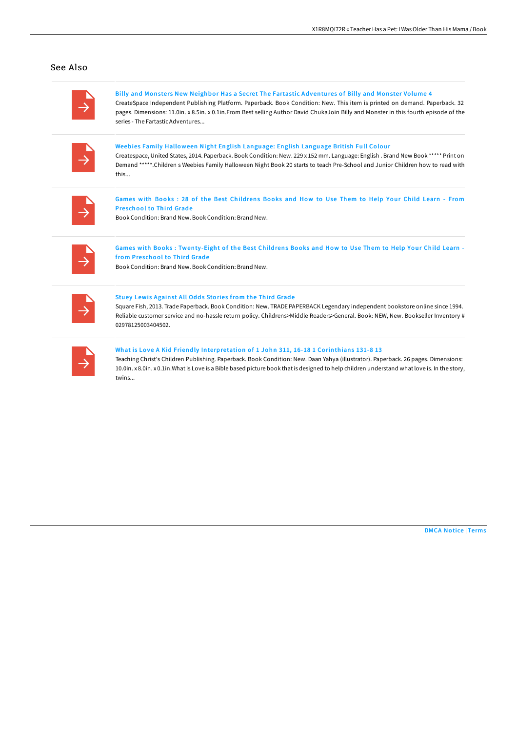## See Also

**Billy and Monsters New Neighbor Has a Secret The Fartastic Adventures of Billy and Monster Volume 4**

CreateSpace Independent Publishing Platform. Paperback. Book Condition: New. This item is printed on demand. Paperback. 32 pages. Dimensions: 11.0in. x 8.5in. x 0.1in.From Best selling Author David ChukaJoin Billy and Monster in this fourth episode of the series - The Fartastic Adventures...

**Weebies Family Halloween Night English Language: English Language British Full Colour**

Createspace, United States, 2014. Paperback. Book Condition: New. 229 x 152 mm. Language: English . Brand New Book ***** Print on Demand *****.Children s Weebies Family Halloween Night Book 20 starts to teach Pre-School and Junior Children how to read with this...

**Games with Books : 28 of the Best Childrens Books and How to Use Them to Help Your Child Learn - From Preschool to Third Grade**

Book Condition: Brand New. Book Condition: Brand New.

**Games with Books : Twenty-Eight of the Best Childrens Books and How to Use Them to Help Your Child Learn - from Preschool to Third Grade**

Book Condition: Brand New. Book Condition: Brand New.

**Stuey Lewis Against All Odds Stories from the Third Grade**

Square Fish, 2013. Trade Paperback. Book Condition: New. TRADE PAPERBACK Legendary independent bookstore online since 1994. Reliable customer service and no-hassle return policy. Childrens>Middle Readers>General. Book: NEW, New. Bookseller Inventory # 02978125003404502.

**What is Love A Kid Friendly Interpretation of 1 John 311, 16-18 1 Corinthians 131-8 13**

Teaching Christ's Children Publishing. Paperback. Book Condition: New. Daan Yahya (illustrator). Paperback. 26 pages. Dimensions: 10.0in. x 8.0in. x 0.1in.What is Love is a Bible based picture book that is designed to help children understand what love is. In the story, twins...

DMCA Notice | Terms